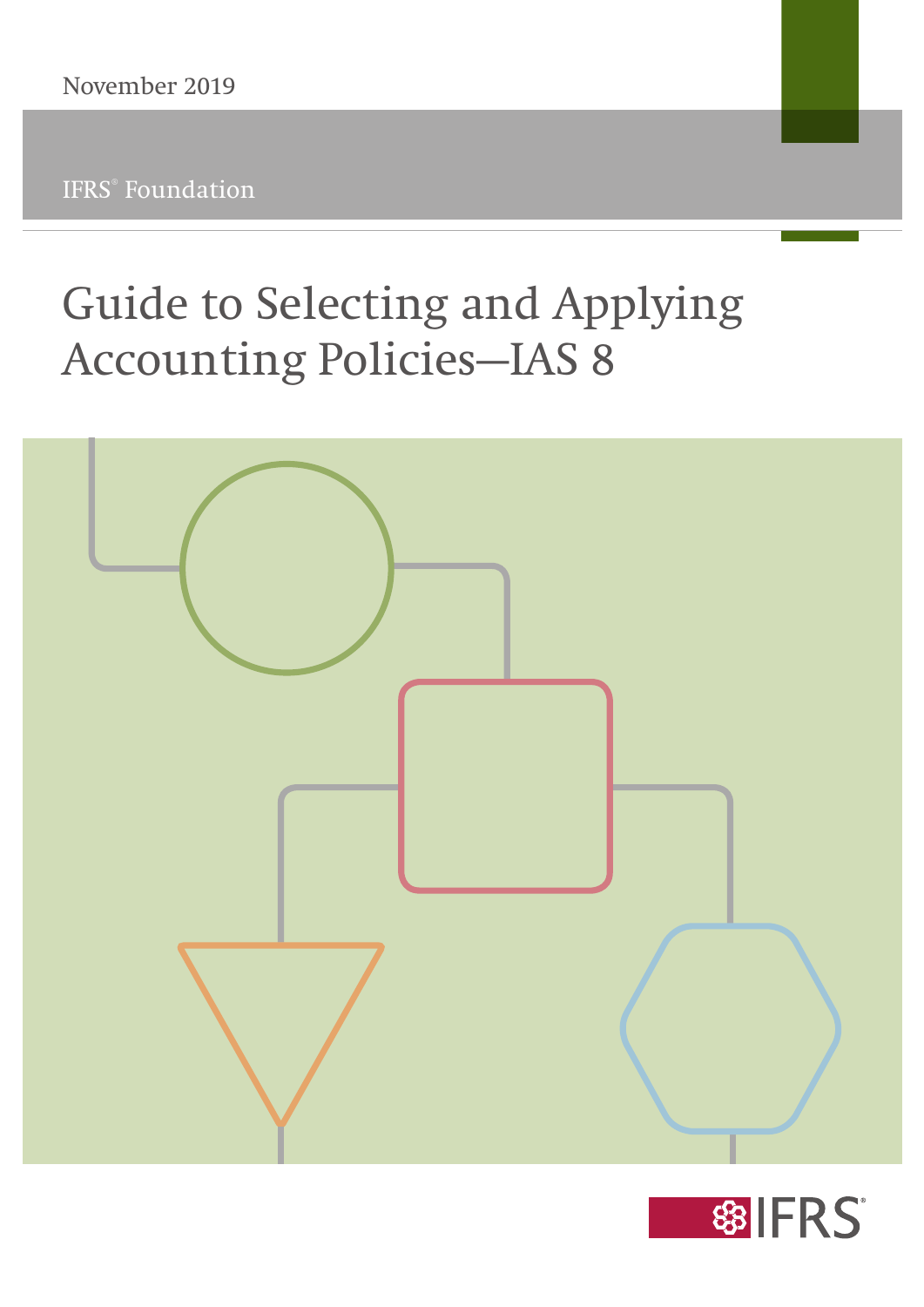November 2019

IFRS® Foundation

# Guide to Selecting and Applying Accounting Policies—IAS 8

IFRS®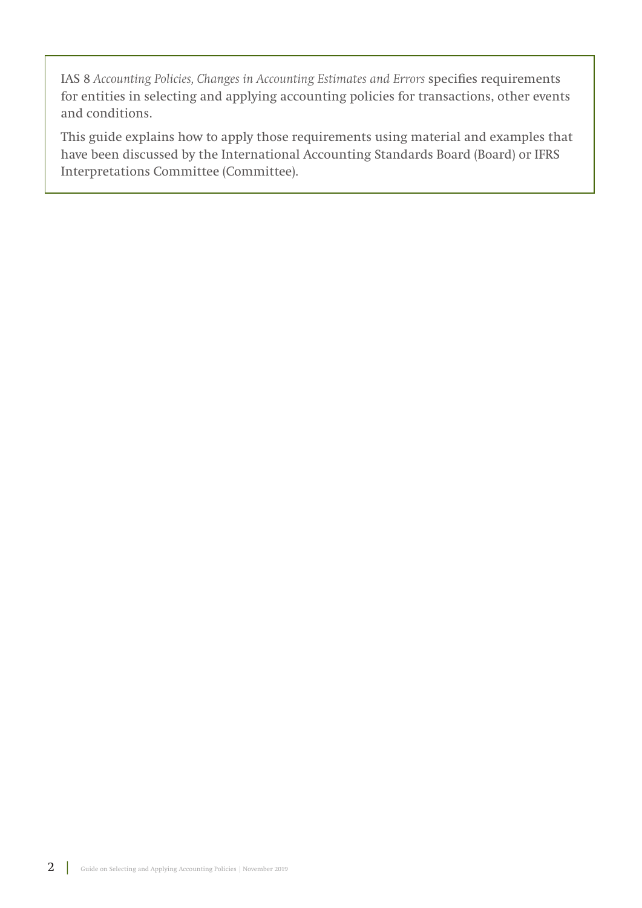IAS 8 *Accounting Policies, Changes in Accounting Estimates and Errors* specifies requirements for entities in selecting and applying accounting policies for transactions, other events and conditions.

This guide explains how to apply those requirements using material and examples that have been discussed by the International Accounting Standards Board (Board) or IFRS Interpretations Committee (Committee).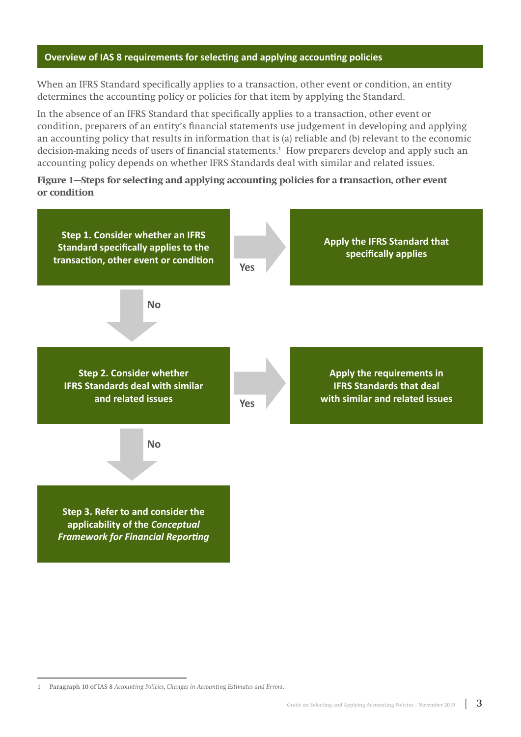## Overview of IAS 8 requirements for selecting and applying accounting policies

When an IFRS Standard specifically applies to a transaction, other event or condition, an entity determines the accounting policy or policies for that item by applying the Standard.

In the absence of an IFRS Standard that specifically applies to a transaction, other event or condition, preparers of an entity's financial statements use judgement in developing and applying an accounting policy that results in information that is (a) reliable and (b) relevant to the economic decision-making needs of users of financial statements.[1] How preparers develop and apply such an accounting policy depends on whether IFRS Standards deal with similar and related issues.

**Figure 1—Steps for selecting and applying accounting policies for a transaction, other event or condition**

**Step 1. Consider whether an IFRS Standard specifically applies to the transaction, other event or condition**

- Yes → **Apply the IFRS Standard that specifically applies**
- No ↓

**Step 2. Consider whether IFRS Standards deal with similar and related issues**

- Yes → **Apply the requirements in IFRS Standards that deal with similar and related issues**
- No ↓

**Step 3. Refer to and consider the applicability of the *Conceptual Framework for Financial Reporting***

---

1 Paragraph 10 of IAS 8 *Accounting Policies, Changes in Accounting Estimates and Errors*.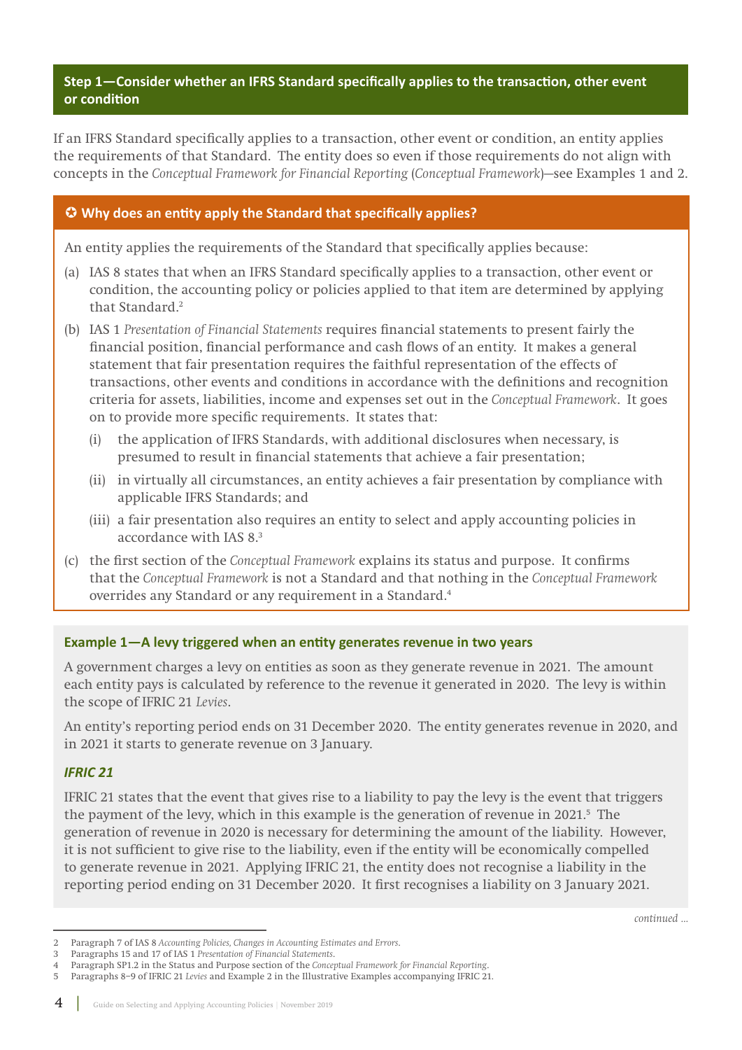## Step 1—Consider whether an IFRS Standard specifically applies to the transaction, other event or condition

If an IFRS Standard specifically applies to a transaction, other event or condition, an entity applies the requirements of that Standard. The entity does so even if those requirements do not align with concepts in the *Conceptual Framework for Financial Reporting* (*Conceptual Framework*)—see Examples 1 and 2.

### ✪ Why does an entity apply the Standard that specifically applies?

An entity applies the requirements of the Standard that specifically applies because:

(a) IAS 8 states that when an IFRS Standard specifically applies to a transaction, other event or condition, the accounting policy or policies applied to that item are determined by applying that Standard.[2]

(b) IAS 1 *Presentation of Financial Statements* requires financial statements to present fairly the financial position, financial performance and cash flows of an entity. It makes a general statement that fair presentation requires the faithful representation of the effects of transactions, other events and conditions in accordance with the definitions and recognition criteria for assets, liabilities, income and expenses set out in the *Conceptual Framework*. It goes on to provide more specific requirements. It states that:

   (i) the application of IFRS Standards, with additional disclosures when necessary, is presumed to result in financial statements that achieve a fair presentation;

   (ii) in virtually all circumstances, an entity achieves a fair presentation by compliance with applicable IFRS Standards; and

   (iii) a fair presentation also requires an entity to select and apply accounting policies in accordance with IAS 8.[3]

(c) the first section of the *Conceptual Framework* explains its status and purpose. It confirms that the *Conceptual Framework* is not a Standard and that nothing in the *Conceptual Framework* overrides any Standard or any requirement in a Standard.[4]

### Example 1—A levy triggered when an entity generates revenue in two years

A government charges a levy on entities as soon as they generate revenue in 2021. The amount each entity pays is calculated by reference to the revenue it generated in 2020. The levy is within the scope of IFRIC 21 *Levies*.

An entity's reporting period ends on 31 December 2020. The entity generates revenue in 2020, and in 2021 it starts to generate revenue on 3 January.

#### *IFRIC 21*

IFRIC 21 states that the event that gives rise to a liability to pay the levy is the event that triggers the payment of the levy, which in this example is the generation of revenue in 2021.[5] The generation of revenue in 2020 is necessary for determining the amount of the liability. However, it is not sufficient to give rise to the liability, even if the entity will be economically compelled to generate revenue in 2021. Applying IFRIC 21, the entity does not recognise a liability in the reporting period ending on 31 December 2020. It first recognises a liability on 3 January 2021.

*continued ...*

---

2 Paragraph 7 of IAS 8 *Accounting Policies, Changes in Accounting Estimates and Errors*.

3 Paragraphs 15 and 17 of IAS 1 *Presentation of Financial Statements*.

4 Paragraph SP1.2 in the Status and Purpose section of the *Conceptual Framework for Financial Reporting*.

5 Paragraphs 8–9 of IFRIC 21 *Levies* and Example 2 in the Illustrative Examples accompanying IFRIC 21.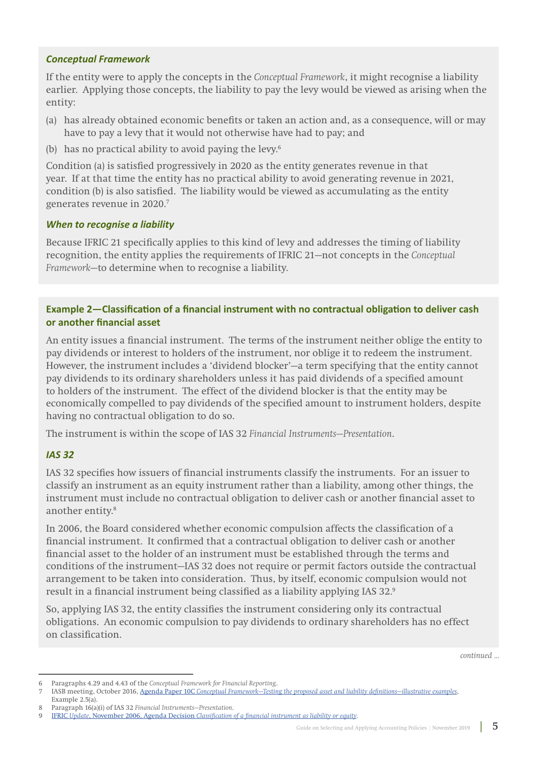### *Conceptual Framework*

If the entity were to apply the concepts in the *Conceptual Framework*, it might recognise a liability earlier. Applying those concepts, the liability to pay the levy would be viewed as arising when the entity:

(a) has already obtained economic benefits or taken an action and, as a consequence, will or may have to pay a levy that it would not otherwise have had to pay; and

(b) has no practical ability to avoid paying the levy.[6]

Condition (a) is satisfied progressively in 2020 as the entity generates revenue in that year. If at that time the entity has no practical ability to avoid generating revenue in 2021, condition (b) is also satisfied. The liability would be viewed as accumulating as the entity generates revenue in 2020.[7]

### *When to recognise a liability*

Because IFRIC 21 specifically applies to this kind of levy and addresses the timing of liability recognition, the entity applies the requirements of IFRIC 21—not concepts in the *Conceptual Framework*—to determine when to recognise a liability.

## Example 2—Classification of a financial instrument with no contractual obligation to deliver cash or another financial asset

An entity issues a financial instrument. The terms of the instrument neither oblige the entity to pay dividends or interest to holders of the instrument, nor oblige it to redeem the instrument. However, the instrument includes a 'dividend blocker'—a term specifying that the entity cannot pay dividends to its ordinary shareholders unless it has paid dividends of a specified amount to holders of the instrument. The effect of the dividend blocker is that the entity may be economically compelled to pay dividends of the specified amount to instrument holders, despite having no contractual obligation to do so.

The instrument is within the scope of IAS 32 *Financial Instruments—Presentation*.

### *IAS 32*

IAS 32 specifies how issuers of financial instruments classify the instruments. For an issuer to classify an instrument as an equity instrument rather than a liability, among other things, the instrument must include no contractual obligation to deliver cash or another financial asset to another entity.[8]

In 2006, the Board considered whether economic compulsion affects the classification of a financial instrument. It confirmed that a contractual obligation to deliver cash or another financial asset to the holder of an instrument must be established through the terms and conditions of the instrument—IAS 32 does not require or permit factors outside the contractual arrangement to be taken into consideration. Thus, by itself, economic compulsion would not result in a financial instrument being classified as a liability applying IAS 32.[9]

So, applying IAS 32, the entity classifies the instrument considering only its contractual obligations. An economic compulsion to pay dividends to ordinary shareholders has no effect on classification.

*continued ...*

---

6 Paragraphs 4.29 and 4.43 of the *Conceptual Framework for Financial Reporting*.

7 IASB meeting, October 2016, Agenda Paper 10C *Conceptual Framework—Testing the proposed asset and liability definitions—illustrative examples*, Example 2.5(a).

8 Paragraph 16(a)(i) of IAS 32 *Financial Instruments—Presentation*.

9 IFRIC *Update*, November 2006, Agenda Decision *Classification of a financial instrument as liability or equity*.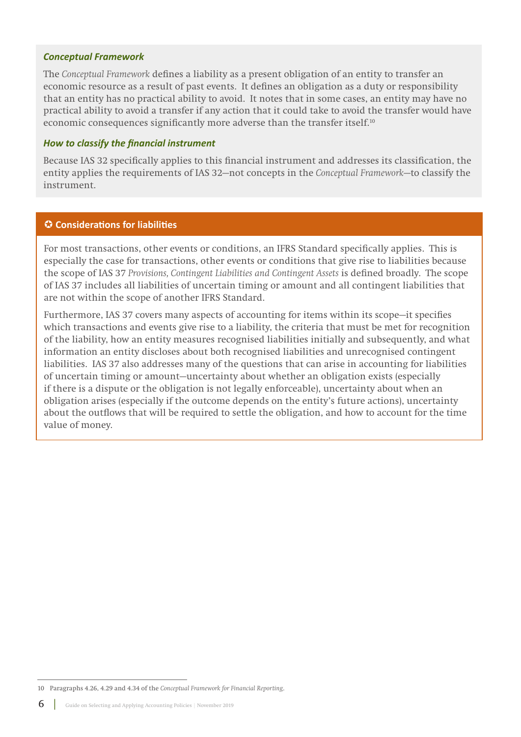***Conceptual Framework***

The *Conceptual Framework* defines a liability as a present obligation of an entity to transfer an economic resource as a result of past events. It defines an obligation as a duty or responsibility that an entity has no practical ability to avoid. It notes that in some cases, an entity may have no practical ability to avoid a transfer if any action that it could take to avoid the transfer would have economic consequences significantly more adverse than the transfer itself.[10]

***How to classify the financial instrument***

Because IAS 32 specifically applies to this financial instrument and addresses its classification, the entity applies the requirements of IAS 32—not concepts in the *Conceptual Framework*—to classify the instrument.

**✪ Considerations for liabilities**

For most transactions, other events or conditions, an IFRS Standard specifically applies. This is especially the case for transactions, other events or conditions that give rise to liabilities because the scope of IAS 37 *Provisions, Contingent Liabilities and Contingent Assets* is defined broadly. The scope of IAS 37 includes all liabilities of uncertain timing or amount and all contingent liabilities that are not within the scope of another IFRS Standard.

Furthermore, IAS 37 covers many aspects of accounting for items within its scope—it specifies which transactions and events give rise to a liability, the criteria that must be met for recognition of the liability, how an entity measures recognised liabilities initially and subsequently, and what information an entity discloses about both recognised liabilities and unrecognised contingent liabilities. IAS 37 also addresses many of the questions that can arise in accounting for liabilities of uncertain timing or amount—uncertainty about whether an obligation exists (especially if there is a dispute or the obligation is not legally enforceable), uncertainty about when an obligation arises (especially if the outcome depends on the entity's future actions), uncertainty about the outflows that will be required to settle the obligation, and how to account for the time value of money.

---

10 Paragraphs 4.26, 4.29 and 4.34 of the *Conceptual Framework for Financial Reporting*.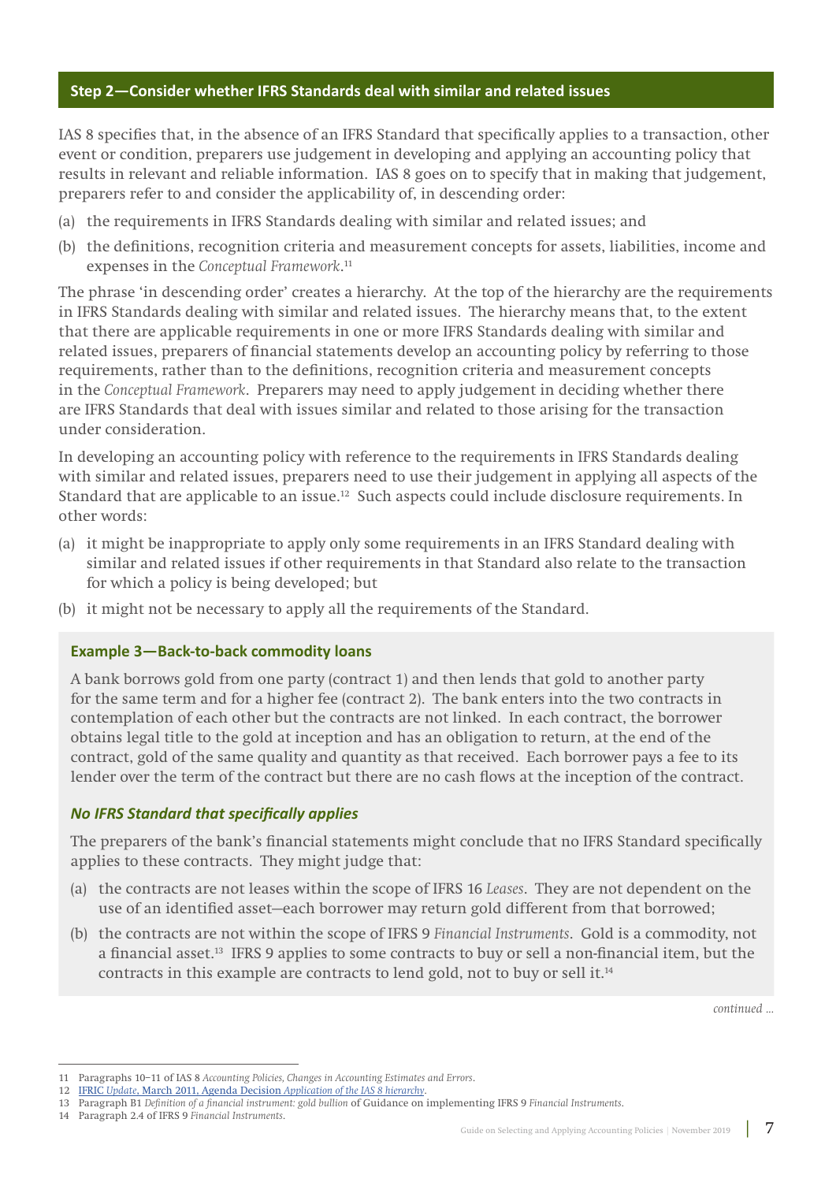## Step 2—Consider whether IFRS Standards deal with similar and related issues

IAS 8 specifies that, in the absence of an IFRS Standard that specifically applies to a transaction, other event or condition, preparers use judgement in developing and applying an accounting policy that results in relevant and reliable information. IAS 8 goes on to specify that in making that judgement, preparers refer to and consider the applicability of, in descending order:

(a) the requirements in IFRS Standards dealing with similar and related issues; and

(b) the definitions, recognition criteria and measurement concepts for assets, liabilities, income and expenses in the *Conceptual Framework*.[11]

The phrase 'in descending order' creates a hierarchy. At the top of the hierarchy are the requirements in IFRS Standards dealing with similar and related issues. The hierarchy means that, to the extent that there are applicable requirements in one or more IFRS Standards dealing with similar and related issues, preparers of financial statements develop an accounting policy by referring to those requirements, rather than to the definitions, recognition criteria and measurement concepts in the *Conceptual Framework*. Preparers may need to apply judgement in deciding whether there are IFRS Standards that deal with issues similar and related to those arising for the transaction under consideration.

In developing an accounting policy with reference to the requirements in IFRS Standards dealing with similar and related issues, preparers need to use their judgement in applying all aspects of the Standard that are applicable to an issue.[12] Such aspects could include disclosure requirements. In other words:

(a) it might be inappropriate to apply only some requirements in an IFRS Standard dealing with similar and related issues if other requirements in that Standard also relate to the transaction for which a policy is being developed; but

(b) it might not be necessary to apply all the requirements of the Standard.

### Example 3—Back-to-back commodity loans

A bank borrows gold from one party (contract 1) and then lends that gold to another party for the same term and for a higher fee (contract 2). The bank enters into the two contracts in contemplation of each other but the contracts are not linked. In each contract, the borrower obtains legal title to the gold at inception and has an obligation to return, at the end of the contract, gold of the same quality and quantity as that received. Each borrower pays a fee to its lender over the term of the contract but there are no cash flows at the inception of the contract.

#### *No IFRS Standard that specifically applies*

The preparers of the bank's financial statements might conclude that no IFRS Standard specifically applies to these contracts. They might judge that:

(a) the contracts are not leases within the scope of IFRS 16 *Leases*. They are not dependent on the use of an identified asset—each borrower may return gold different from that borrowed;

(b) the contracts are not within the scope of IFRS 9 *Financial Instruments*. Gold is a commodity, not a financial asset.[13] IFRS 9 applies to some contracts to buy or sell a non-financial item, but the contracts in this example are contracts to lend gold, not to buy or sell it.[14]

*continued ...*

---

11 Paragraphs 10–11 of IAS 8 *Accounting Policies, Changes in Accounting Estimates and Errors*.

12 IFRIC *Update*, March 2011, Agenda Decision *Application of the IAS 8 hierarchy*.

13 Paragraph B1 *Definition of a financial instrument: gold bullion* of Guidance on implementing IFRS 9 *Financial Instruments*.

14 Paragraph 2.4 of IFRS 9 *Financial Instruments*.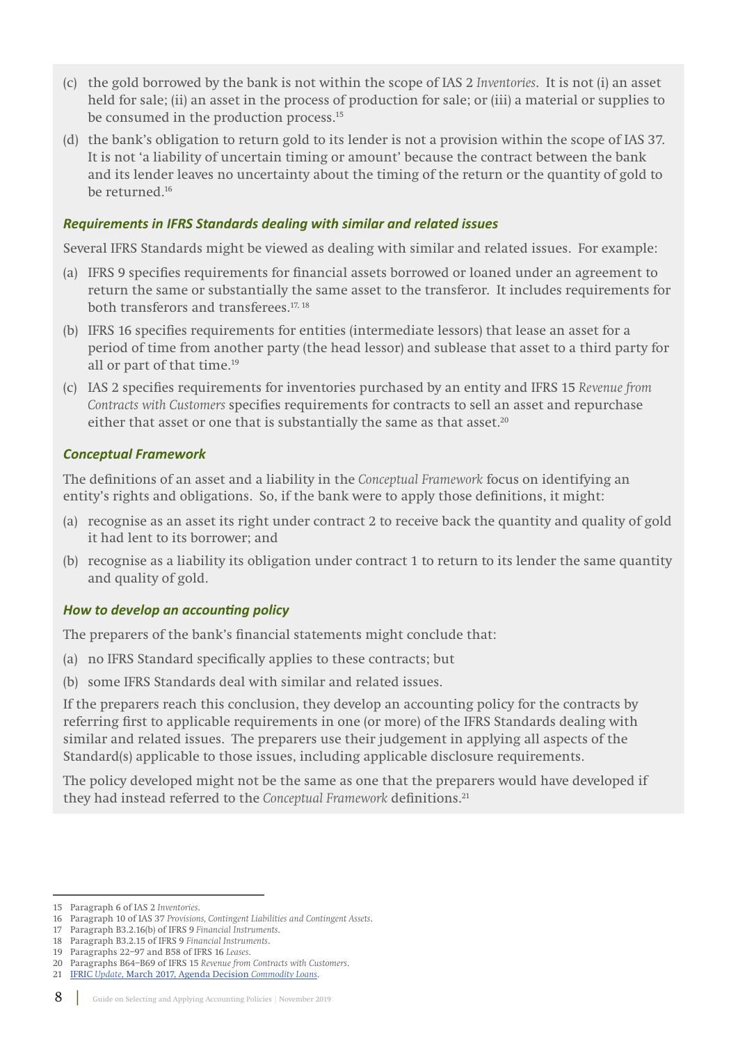(c) the gold borrowed by the bank is not within the scope of IAS 2 *Inventories*. It is not (i) an asset held for sale; (ii) an asset in the process of production for sale; or (iii) a material or supplies to be consumed in the production process.[15]

(d) the bank's obligation to return gold to its lender is not a provision within the scope of IAS 37. It is not 'a liability of uncertain timing or amount' because the contract between the bank and its lender leaves no uncertainty about the timing of the return or the quantity of gold to be returned.[16]

### *Requirements in IFRS Standards dealing with similar and related issues*

Several IFRS Standards might be viewed as dealing with similar and related issues. For example:

(a) IFRS 9 specifies requirements for financial assets borrowed or loaned under an agreement to return the same or substantially the same asset to the transferor. It includes requirements for both transferors and transferees.[17, 18]

(b) IFRS 16 specifies requirements for entities (intermediate lessors) that lease an asset for a period of time from another party (the head lessor) and sublease that asset to a third party for all or part of that time.[19]

(c) IAS 2 specifies requirements for inventories purchased by an entity and IFRS 15 *Revenue from Contracts with Customers* specifies requirements for contracts to sell an asset and repurchase either that asset or one that is substantially the same as that asset.[20]

### *Conceptual Framework*

The definitions of an asset and a liability in the *Conceptual Framework* focus on identifying an entity's rights and obligations. So, if the bank were to apply those definitions, it might:

(a) recognise as an asset its right under contract 2 to receive back the quantity and quality of gold it had lent to its borrower; and

(b) recognise as a liability its obligation under contract 1 to return to its lender the same quantity and quality of gold.

### *How to develop an accounting policy*

The preparers of the bank's financial statements might conclude that:

(a) no IFRS Standard specifically applies to these contracts; but

(b) some IFRS Standards deal with similar and related issues.

If the preparers reach this conclusion, they develop an accounting policy for the contracts by referring first to applicable requirements in one (or more) of the IFRS Standards dealing with similar and related issues. The preparers use their judgement in applying all aspects of the Standard(s) applicable to those issues, including applicable disclosure requirements.

The policy developed might not be the same as one that the preparers would have developed if they had instead referred to the *Conceptual Framework* definitions.[21]

---

15 Paragraph 6 of IAS 2 *Inventories*.
16 Paragraph 10 of IAS 37 *Provisions, Contingent Liabilities and Contingent Assets*.
17 Paragraph B3.2.16(b) of IFRS 9 *Financial Instruments*.
18 Paragraph B3.2.15 of IFRS 9 *Financial Instruments*.
19 Paragraphs 22–97 and B58 of IFRS 16 *Leases*.
20 Paragraphs B64–B69 of IFRS 15 *Revenue from Contracts with Customers*.
21 IFRIC *Update*, March 2017, Agenda Decision *Commodity Loans*.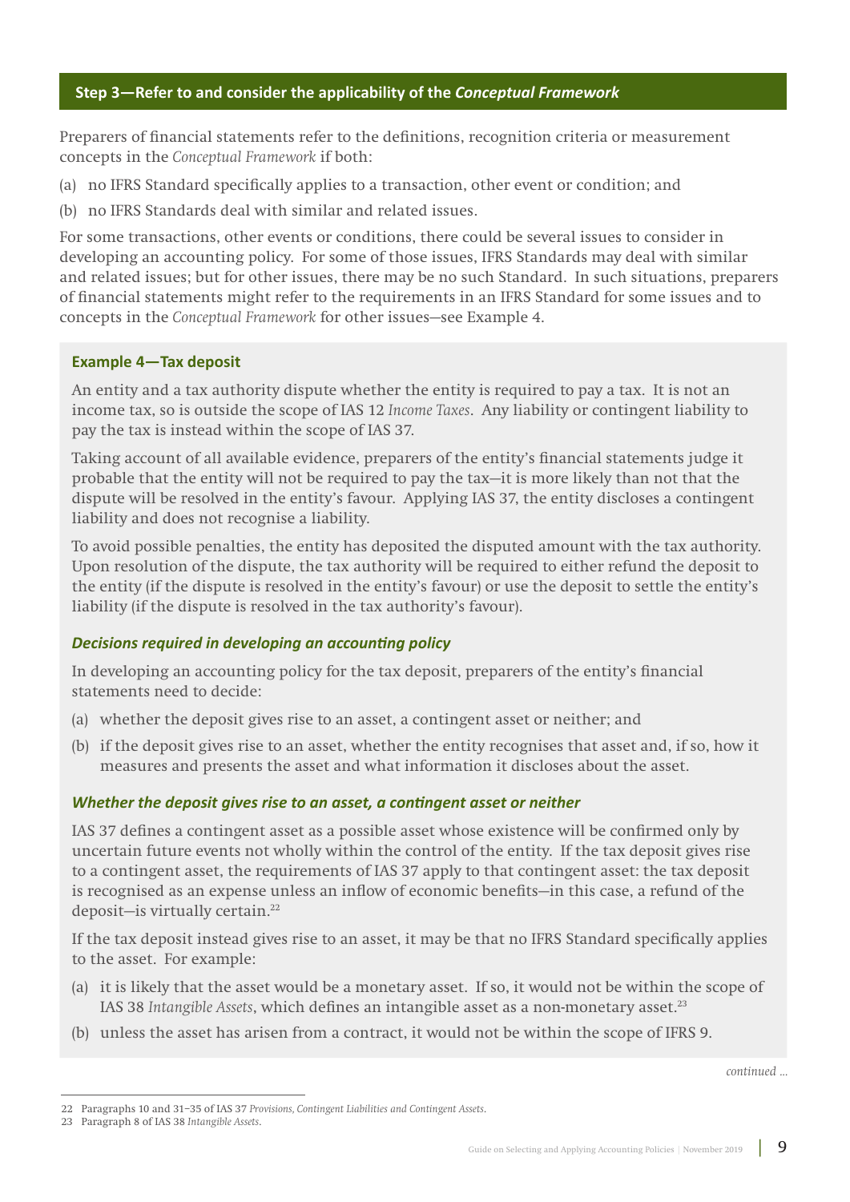## Step 3—Refer to and consider the applicability of the *Conceptual Framework*

Preparers of financial statements refer to the definitions, recognition criteria or measurement concepts in the *Conceptual Framework* if both:

(a) no IFRS Standard specifically applies to a transaction, other event or condition; and

(b) no IFRS Standards deal with similar and related issues.

For some transactions, other events or conditions, there could be several issues to consider in developing an accounting policy. For some of those issues, IFRS Standards may deal with similar and related issues; but for other issues, there may be no such Standard. In such situations, preparers of financial statements might refer to the requirements in an IFRS Standard for some issues and to concepts in the *Conceptual Framework* for other issues—see Example 4.

### Example 4—Tax deposit

An entity and a tax authority dispute whether the entity is required to pay a tax. It is not an income tax, so is outside the scope of IAS 12 *Income Taxes*. Any liability or contingent liability to pay the tax is instead within the scope of IAS 37.

Taking account of all available evidence, preparers of the entity's financial statements judge it probable that the entity will not be required to pay the tax—it is more likely than not that the dispute will be resolved in the entity's favour. Applying IAS 37, the entity discloses a contingent liability and does not recognise a liability.

To avoid possible penalties, the entity has deposited the disputed amount with the tax authority. Upon resolution of the dispute, the tax authority will be required to either refund the deposit to the entity (if the dispute is resolved in the entity's favour) or use the deposit to settle the entity's liability (if the dispute is resolved in the tax authority's favour).

#### *Decisions required in developing an accounting policy*

In developing an accounting policy for the tax deposit, preparers of the entity's financial statements need to decide:

(a) whether the deposit gives rise to an asset, a contingent asset or neither; and

(b) if the deposit gives rise to an asset, whether the entity recognises that asset and, if so, how it measures and presents the asset and what information it discloses about the asset.

#### *Whether the deposit gives rise to an asset, a contingent asset or neither*

IAS 37 defines a contingent asset as a possible asset whose existence will be confirmed only by uncertain future events not wholly within the control of the entity. If the tax deposit gives rise to a contingent asset, the requirements of IAS 37 apply to that contingent asset: the tax deposit is recognised as an expense unless an inflow of economic benefits—in this case, a refund of the deposit—is virtually certain.[22]

If the tax deposit instead gives rise to an asset, it may be that no IFRS Standard specifically applies to the asset. For example:

(a) it is likely that the asset would be a monetary asset. If so, it would not be within the scope of IAS 38 *Intangible Assets*, which defines an intangible asset as a non-monetary asset.[23]

(b) unless the asset has arisen from a contract, it would not be within the scope of IFRS 9.

*continued ...*

---

22 Paragraphs 10 and 31–35 of IAS 37 *Provisions, Contingent Liabilities and Contingent Assets*.

23 Paragraph 8 of IAS 38 *Intangible Assets*.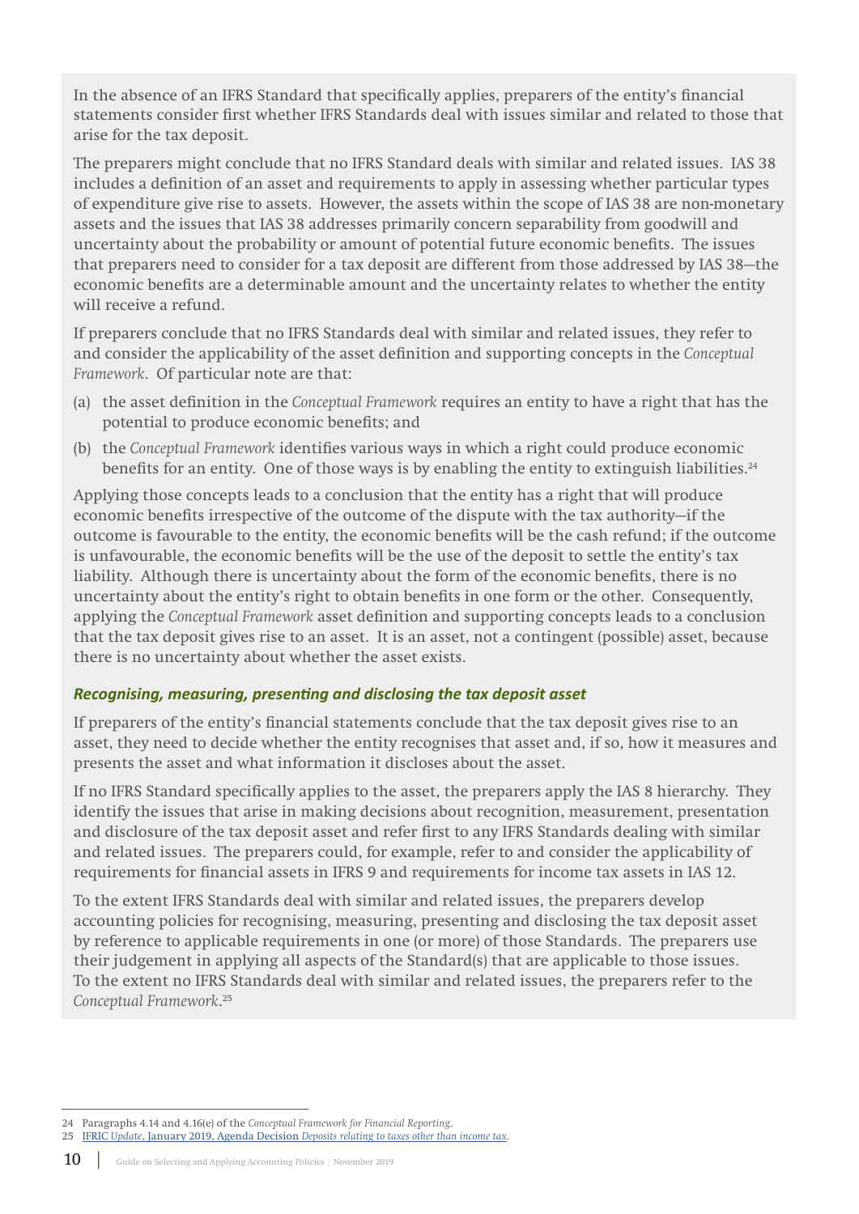In the absence of an IFRS Standard that specifically applies, preparers of the entity's financial statements consider first whether IFRS Standards deal with issues similar and related to those that arise for the tax deposit.

The preparers might conclude that no IFRS Standard deals with similar and related issues. IAS 38 includes a definition of an asset and requirements to apply in assessing whether particular types of expenditure give rise to assets. However, the assets within the scope of IAS 38 are non-monetary assets and the issues that IAS 38 addresses primarily concern separability from goodwill and uncertainty about the probability or amount of potential future economic benefits. The issues that preparers need to consider for a tax deposit are different from those addressed by IAS 38—the economic benefits are a determinable amount and the uncertainty relates to whether the entity will receive a refund.

If preparers conclude that no IFRS Standards deal with similar and related issues, they refer to and consider the applicability of the asset definition and supporting concepts in the *Conceptual Framework*. Of particular note are that:

(a) the asset definition in the *Conceptual Framework* requires an entity to have a right that has the potential to produce economic benefits; and

(b) the *Conceptual Framework* identifies various ways in which a right could produce economic benefits for an entity. One of those ways is by enabling the entity to extinguish liabilities.[24]

Applying those concepts leads to a conclusion that the entity has a right that will produce economic benefits irrespective of the outcome of the dispute with the tax authority—if the outcome is favourable to the entity, the economic benefits will be the cash refund; if the outcome is unfavourable, the economic benefits will be the use of the deposit to settle the entity's tax liability. Although there is uncertainty about the form of the economic benefits, there is no uncertainty about the entity's right to obtain benefits in one form or the other. Consequently, applying the *Conceptual Framework* asset definition and supporting concepts leads to a conclusion that the tax deposit gives rise to an asset. It is an asset, not a contingent (possible) asset, because there is no uncertainty about whether the asset exists.

#### *Recognising, measuring, presenting and disclosing the tax deposit asset*

If preparers of the entity's financial statements conclude that the tax deposit gives rise to an asset, they need to decide whether the entity recognises that asset and, if so, how it measures and presents the asset and what information it discloses about the asset.

If no IFRS Standard specifically applies to the asset, the preparers apply the IAS 8 hierarchy. They identify the issues that arise in making decisions about recognition, measurement, presentation and disclosure of the tax deposit asset and refer first to any IFRS Standards dealing with similar and related issues. The preparers could, for example, refer to and consider the applicability of requirements for financial assets in IFRS 9 and requirements for income tax assets in IAS 12.

To the extent IFRS Standards deal with similar and related issues, the preparers develop accounting policies for recognising, measuring, presenting and disclosing the tax deposit asset by reference to applicable requirements in one (or more) of those Standards. The preparers use their judgement in applying all aspects of the Standard(s) that are applicable to those issues. To the extent no IFRS Standards deal with similar and related issues, the preparers refer to the *Conceptual Framework*.[25]

---

24 Paragraphs 4.14 and 4.16(e) of the *Conceptual Framework for Financial Reporting*.

25 IFRIC *Update*, January 2019, Agenda Decision *Deposits relating to taxes other than income tax*.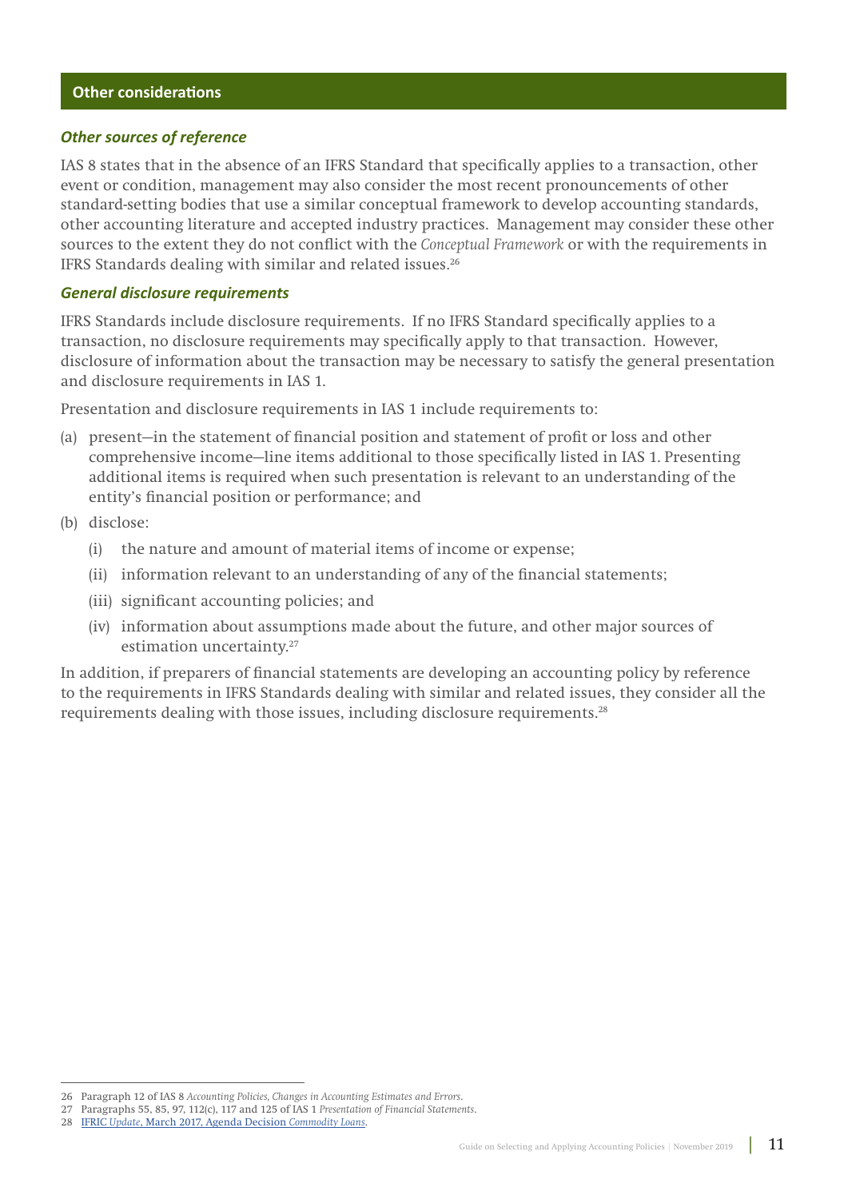## Other considerations

### *Other sources of reference*

IAS 8 states that in the absence of an IFRS Standard that specifically applies to a transaction, other event or condition, management may also consider the most recent pronouncements of other standard-setting bodies that use a similar conceptual framework to develop accounting standards, other accounting literature and accepted industry practices. Management may consider these other sources to the extent they do not conflict with the *Conceptual Framework* or with the requirements in IFRS Standards dealing with similar and related issues.[26]

### *General disclosure requirements*

IFRS Standards include disclosure requirements. If no IFRS Standard specifically applies to a transaction, no disclosure requirements may specifically apply to that transaction. However, disclosure of information about the transaction may be necessary to satisfy the general presentation and disclosure requirements in IAS 1.

Presentation and disclosure requirements in IAS 1 include requirements to:

(a) present—in the statement of financial position and statement of profit or loss and other comprehensive income—line items additional to those specifically listed in IAS 1. Presenting additional items is required when such presentation is relevant to an understanding of the entity's financial position or performance; and

(b) disclose:

   (i) the nature and amount of material items of income or expense;

   (ii) information relevant to an understanding of any of the financial statements;

   (iii) significant accounting policies; and

   (iv) information about assumptions made about the future, and other major sources of estimation uncertainty.[27]

In addition, if preparers of financial statements are developing an accounting policy by reference to the requirements in IFRS Standards dealing with similar and related issues, they consider all the requirements dealing with those issues, including disclosure requirements.[28]

---

26 Paragraph 12 of IAS 8 *Accounting Policies, Changes in Accounting Estimates and Errors*.

27 Paragraphs 55, 85, 97, 112(c), 117 and 125 of IAS 1 *Presentation of Financial Statements*.

28 IFRIC *Update*, March 2017, Agenda Decision *Commodity Loans*.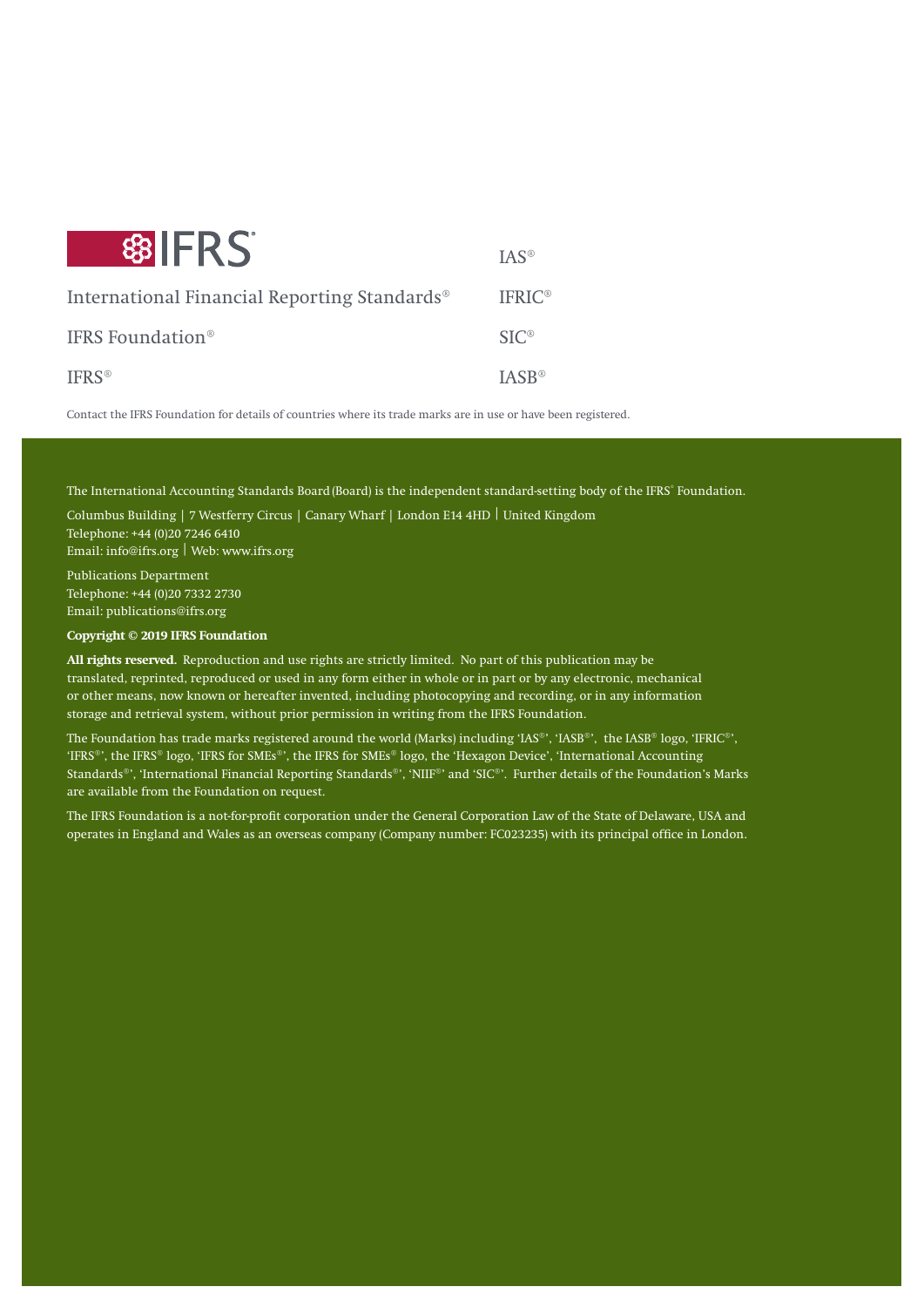IFRS®

International Financial Reporting Standards®

IFRS Foundation®

IFRS®

IAS®

IFRIC®

SIC®

IASB®

Contact the IFRS Foundation for details of countries where its trade marks are in use or have been registered.

The International Accounting Standards Board (Board) is the independent standard-setting body of the IFRS® Foundation.

Columbus Building | 7 Westferry Circus | Canary Wharf | London E14 4HD | United Kingdom
Telephone: +44 (0)20 7246 6410
Email: info@ifrs.org | Web: www.ifrs.org

Publications Department
Telephone: +44 (0)20 7332 2730
Email: publications@ifrs.org

**Copyright © 2019 IFRS Foundation**

**All rights reserved.** Reproduction and use rights are strictly limited. No part of this publication may be translated, reprinted, reproduced or used in any form either in whole or in part or by any electronic, mechanical or other means, now known or hereafter invented, including photocopying and recording, or in any information storage and retrieval system, without prior permission in writing from the IFRS Foundation.

The Foundation has trade marks registered around the world (Marks) including 'IAS®', 'IASB®', the IASB® logo, 'IFRIC®', 'IFRS®', the IFRS® logo, 'IFRS for SMEs®', the IFRS for SMEs® logo, the 'Hexagon Device', 'International Accounting Standards®', 'International Financial Reporting Standards®', 'NIIF®' and 'SIC®'. Further details of the Foundation's Marks are available from the Foundation on request.

The IFRS Foundation is a not-for-profit corporation under the General Corporation Law of the State of Delaware, USA and operates in England and Wales as an overseas company (Company number: FC023235) with its principal office in London.